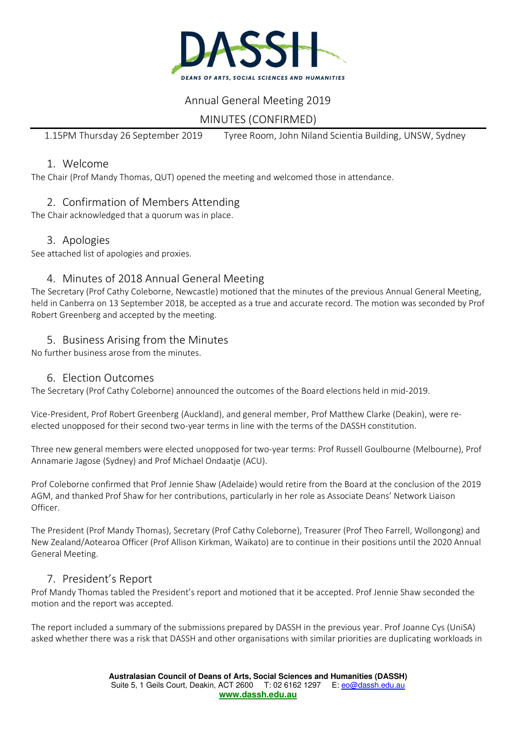# Annual General Meeting 2019

## MINUTES (CONFIRMED)

1.15PM Thursday 26 September 2019 Tyree Room, John Niland Scientia Building, UNSW, Sydney

## 1. Welcome

The Chair (Prof Mandy Thomas, QUT) opened the meeting and welcomed those in attendance.

## 2. Confirmation of Members Attending

The Chair acknowledged that a quorum was in place.

## 3. Apologies

See attached list of apologies and proxies.

## 4. Minutes of 2018 Annual General Meeting

The Secretary (Prof Cathy Coleborne, Newcastle) motioned that the minutes of the previous Annual General Meeting, held in Canberra on 13 September 2018, be accepted as a true and accurate record. The motion was seconded by Prof Robert Greenberg and accepted by the meeting.

## 5. Business Arising from the Minutes

No further business arose from the minutes.

## 6. Election Outcomes

The Secretary (Prof Cathy Coleborne) announced the outcomes of the Board elections held in mid-2019.

Vice-President, Prof Robert Greenberg (Auckland), and general member, Prof Matthew Clarke (Deakin), were re-elected unopposed for their second two-year terms in line with the terms of the DASSH constitution.

Three new general members were elected unopposed for two-year terms: Prof Russell Goulbourne (Melbourne), Prof Annamarie Jagose (Sydney) and Prof Michael Ondaatje (ACU).

Prof Coleborne confirmed that Prof Jennie Shaw (Adelaide) would retire from the Board at the conclusion of the 2019 AGM, and thanked Prof Shaw for her contributions, particularly in her role as Associate Deans' Network Liaison Officer.

The President (Prof Mandy Thomas), Secretary (Prof Cathy Coleborne), Treasurer (Prof Theo Farrell, Wollongong) and New Zealand/Aotearoa Officer (Prof Allison Kirkman, Waikato) are to continue in their positions until the 2020 Annual General Meeting.

## 7. President's Report

Prof Mandy Thomas tabled the President's report and motioned that it be accepted. Prof Jennie Shaw seconded the motion and the report was accepted.

The report included a summary of the submissions prepared by DASSH in the previous year. Prof Joanne Cys (UniSA) asked whether there was a risk that DASSH and other organisations with similar priorities are duplicating workloads in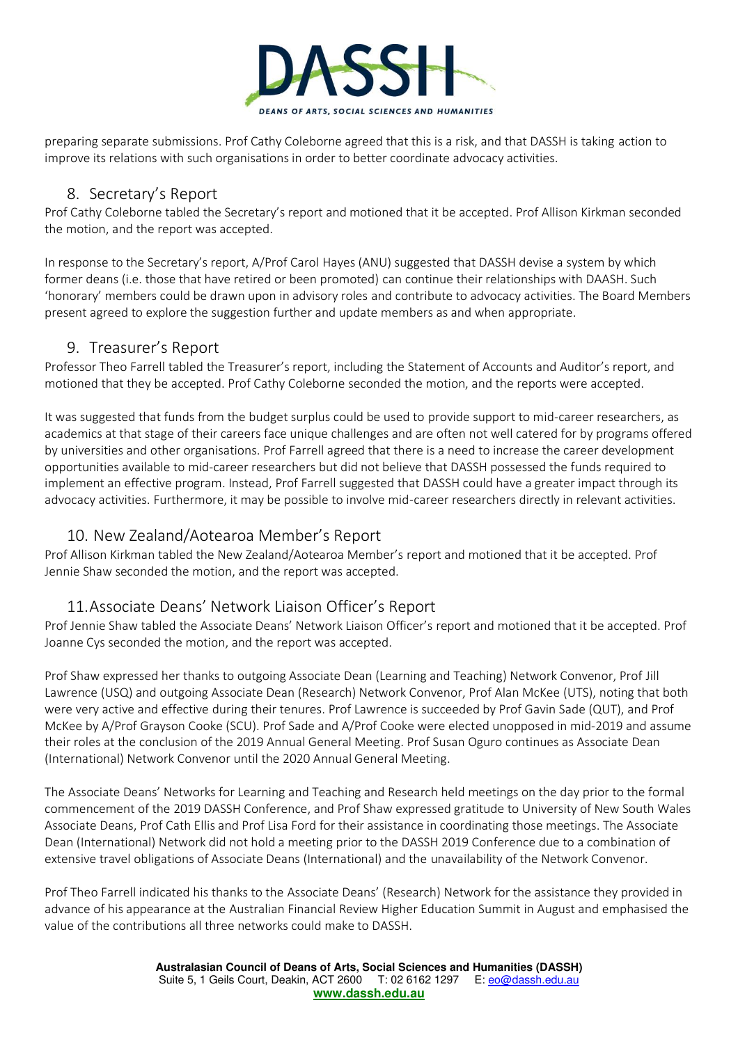preparing separate submissions. Prof Cathy Coleborne agreed that this is a risk, and that DASSH is taking action to improve its relations with such organisations in order to better coordinate advocacy activities.

## 8. Secretary's Report

Prof Cathy Coleborne tabled the Secretary's report and motioned that it be accepted. Prof Allison Kirkman seconded the motion, and the report was accepted.

In response to the Secretary's report, A/Prof Carol Hayes (ANU) suggested that DASSH devise a system by which former deans (i.e. those that have retired or been promoted) can continue their relationships with DAASH. Such 'honorary' members could be drawn upon in advisory roles and contribute to advocacy activities. The Board Members present agreed to explore the suggestion further and update members as and when appropriate.

## 9. Treasurer's Report

Professor Theo Farrell tabled the Treasurer's report, including the Statement of Accounts and Auditor's report, and motioned that they be accepted. Prof Cathy Coleborne seconded the motion, and the reports were accepted.

It was suggested that funds from the budget surplus could be used to provide support to mid-career researchers, as academics at that stage of their careers face unique challenges and are often not well catered for by programs offered by universities and other organisations. Prof Farrell agreed that there is a need to increase the career development opportunities available to mid-career researchers but did not believe that DASSH possessed the funds required to implement an effective program. Instead, Prof Farrell suggested that DASSH could have a greater impact through its advocacy activities. Furthermore, it may be possible to involve mid-career researchers directly in relevant activities.

## 10. New Zealand/Aotearoa Member's Report

Prof Allison Kirkman tabled the New Zealand/Aotearoa Member's report and motioned that it be accepted. Prof Jennie Shaw seconded the motion, and the report was accepted.

## 11. Associate Deans' Network Liaison Officer's Report

Prof Jennie Shaw tabled the Associate Deans' Network Liaison Officer's report and motioned that it be accepted. Prof Joanne Cys seconded the motion, and the report was accepted.

Prof Shaw expressed her thanks to outgoing Associate Dean (Learning and Teaching) Network Convenor, Prof Jill Lawrence (USQ) and outgoing Associate Dean (Research) Network Convenor, Prof Alan McKee (UTS), noting that both were very active and effective during their tenures. Prof Lawrence is succeeded by Prof Gavin Sade (QUT), and Prof McKee by A/Prof Grayson Cooke (SCU). Prof Sade and A/Prof Cooke were elected unopposed in mid-2019 and assume their roles at the conclusion of the 2019 Annual General Meeting. Prof Susan Oguro continues as Associate Dean (International) Network Convenor until the 2020 Annual General Meeting.

The Associate Deans' Networks for Learning and Teaching and Research held meetings on the day prior to the formal commencement of the 2019 DASSH Conference, and Prof Shaw expressed gratitude to University of New South Wales Associate Deans, Prof Cath Ellis and Prof Lisa Ford for their assistance in coordinating those meetings. The Associate Dean (International) Network did not hold a meeting prior to the DASSH 2019 Conference due to a combination of extensive travel obligations of Associate Deans (International) and the unavailability of the Network Convenor.

Prof Theo Farrell indicated his thanks to the Associate Deans' (Research) Network for the assistance they provided in advance of his appearance at the Australian Financial Review Higher Education Summit in August and emphasised the value of the contributions all three networks could make to DASSH.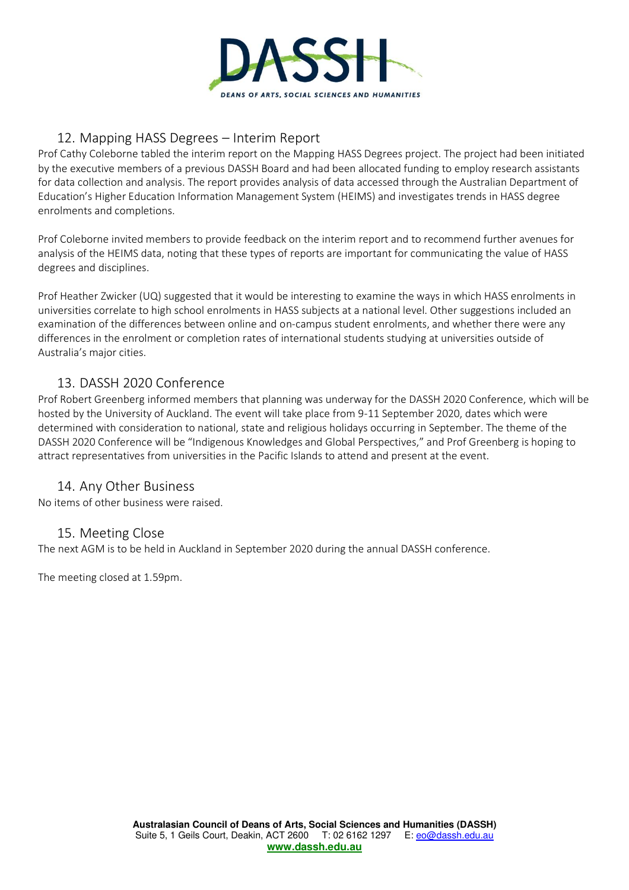## 12. Mapping HASS Degrees – Interim Report

Prof Cathy Coleborne tabled the interim report on the Mapping HASS Degrees project. The project had been initiated by the executive members of a previous DASSH Board and had been allocated funding to employ research assistants for data collection and analysis. The report provides analysis of data accessed through the Australian Department of Education's Higher Education Information Management System (HEIMS) and investigates trends in HASS degree enrolments and completions.

Prof Coleborne invited members to provide feedback on the interim report and to recommend further avenues for analysis of the HEIMS data, noting that these types of reports are important for communicating the value of HASS degrees and disciplines.

Prof Heather Zwicker (UQ) suggested that it would be interesting to examine the ways in which HASS enrolments in universities correlate to high school enrolments in HASS subjects at a national level. Other suggestions included an examination of the differences between online and on-campus student enrolments, and whether there were any differences in the enrolment or completion rates of international students studying at universities outside of Australia's major cities.

## 13. DASSH 2020 Conference

Prof Robert Greenberg informed members that planning was underway for the DASSH 2020 Conference, which will be hosted by the University of Auckland. The event will take place from 9-11 September 2020, dates which were determined with consideration to national, state and religious holidays occurring in September. The theme of the DASSH 2020 Conference will be "Indigenous Knowledges and Global Perspectives," and Prof Greenberg is hoping to attract representatives from universities in the Pacific Islands to attend and present at the event.

## 14. Any Other Business

No items of other business were raised.

## 15. Meeting Close

The next AGM is to be held in Auckland in September 2020 during the annual DASSH conference.

The meeting closed at 1.59pm.